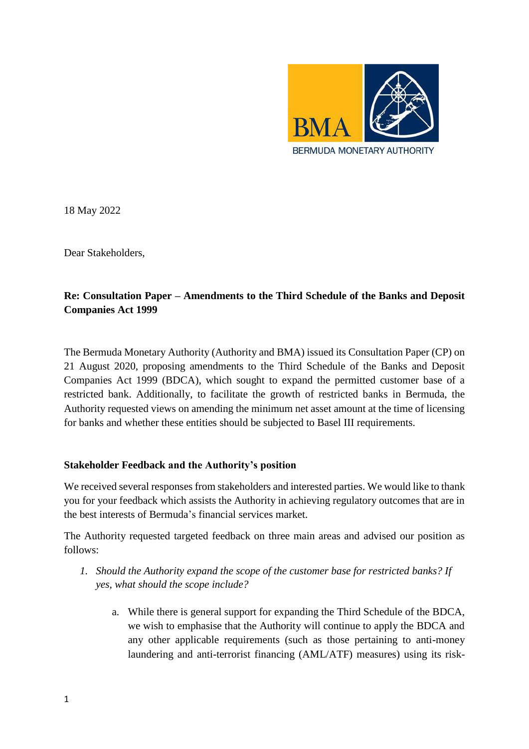BMA

BERMUDA MONETARY AUTHORITY

18 May 2022

Dear Stakeholders,

**Re: Consultation Paper – Amendments to the Third Schedule of the Banks and Deposit Companies Act 1999**

The Bermuda Monetary Authority (Authority and BMA) issued its Consultation Paper (CP) on 21 August 2020, proposing amendments to the Third Schedule of the Banks and Deposit Companies Act 1999 (BDCA), which sought to expand the permitted customer base of a restricted bank. Additionally, to facilitate the growth of restricted banks in Bermuda, the Authority requested views on amending the minimum net asset amount at the time of licensing for banks and whether these entities should be subjected to Basel III requirements.

**Stakeholder Feedback and the Authority's position**

We received several responses from stakeholders and interested parties. We would like to thank you for your feedback which assists the Authority in achieving regulatory outcomes that are in the best interests of Bermuda's financial services market.

The Authority requested targeted feedback on three main areas and advised our position as follows:

1. *Should the Authority expand the scope of the customer base for restricted banks? If yes, what should the scope include?*

    a. While there is general support for expanding the Third Schedule of the BDCA, we wish to emphasise that the Authority will continue to apply the BDCA and any other applicable requirements (such as those pertaining to anti-money laundering and anti-terrorist financing (AML/ATF) measures) using its risk-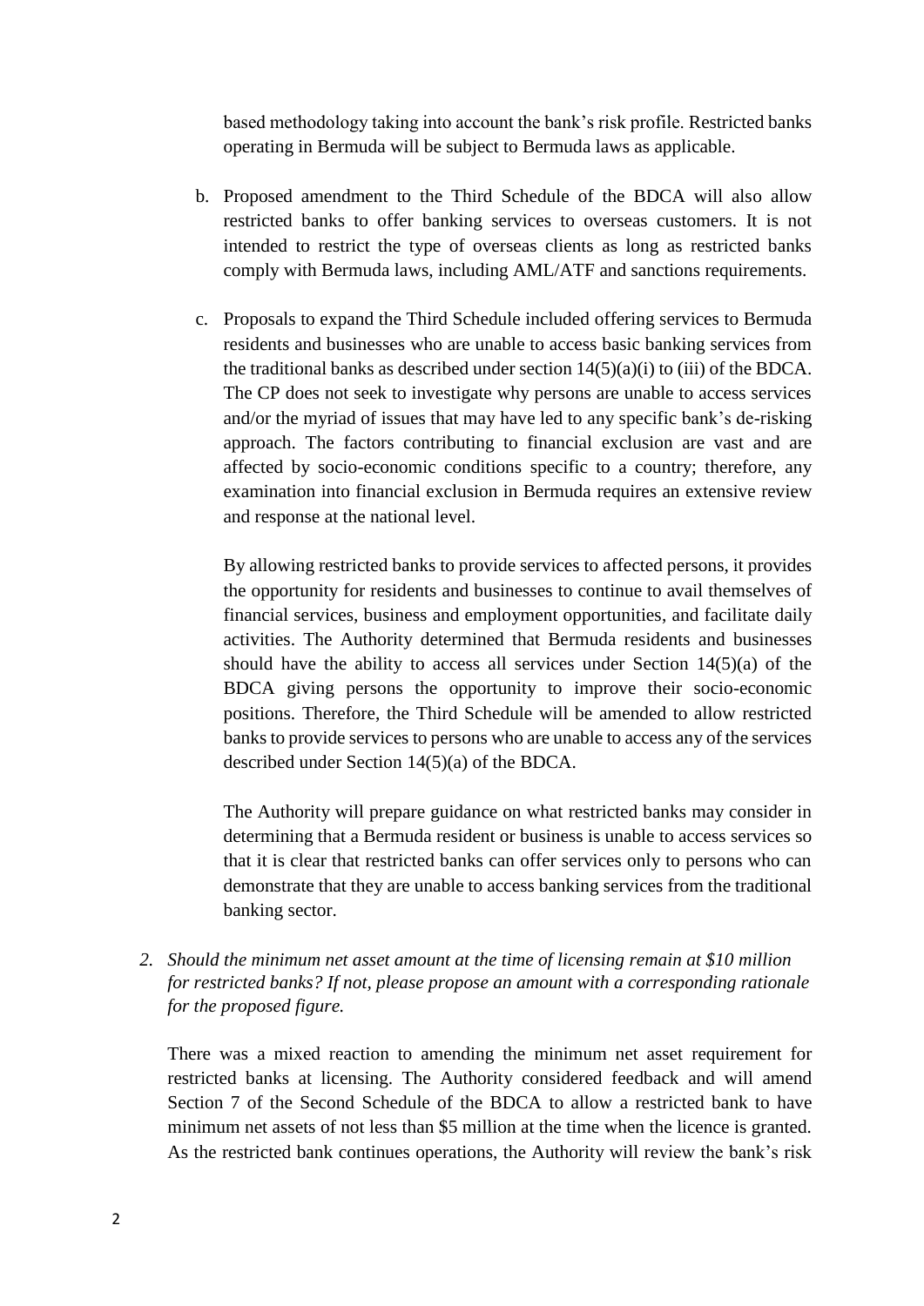based methodology taking into account the bank's risk profile. Restricted banks operating in Bermuda will be subject to Bermuda laws as applicable.

b. Proposed amendment to the Third Schedule of the BDCA will also allow restricted banks to offer banking services to overseas customers. It is not intended to restrict the type of overseas clients as long as restricted banks comply with Bermuda laws, including AML/ATF and sanctions requirements.

c. Proposals to expand the Third Schedule included offering services to Bermuda residents and businesses who are unable to access basic banking services from the traditional banks as described under section 14(5)(a)(i) to (iii) of the BDCA. The CP does not seek to investigate why persons are unable to access services and/or the myriad of issues that may have led to any specific bank's de-risking approach. The factors contributing to financial exclusion are vast and are affected by socio-economic conditions specific to a country; therefore, any examination into financial exclusion in Bermuda requires an extensive review and response at the national level.

   By allowing restricted banks to provide services to affected persons, it provides the opportunity for residents and businesses to continue to avail themselves of financial services, business and employment opportunities, and facilitate daily activities. The Authority determined that Bermuda residents and businesses should have the ability to access all services under Section 14(5)(a) of the BDCA giving persons the opportunity to improve their socio-economic positions. Therefore, the Third Schedule will be amended to allow restricted banks to provide services to persons who are unable to access any of the services described under Section 14(5)(a) of the BDCA.

   The Authority will prepare guidance on what restricted banks may consider in determining that a Bermuda resident or business is unable to access services so that it is clear that restricted banks can offer services only to persons who can demonstrate that they are unable to access banking services from the traditional banking sector.

2. *Should the minimum net asset amount at the time of licensing remain at $10 million for restricted banks? If not, please propose an amount with a corresponding rationale for the proposed figure.*

   There was a mixed reaction to amending the minimum net asset requirement for restricted banks at licensing. The Authority considered feedback and will amend Section 7 of the Second Schedule of the BDCA to allow a restricted bank to have minimum net assets of not less than $5 million at the time when the licence is granted. As the restricted bank continues operations, the Authority will review the bank's risk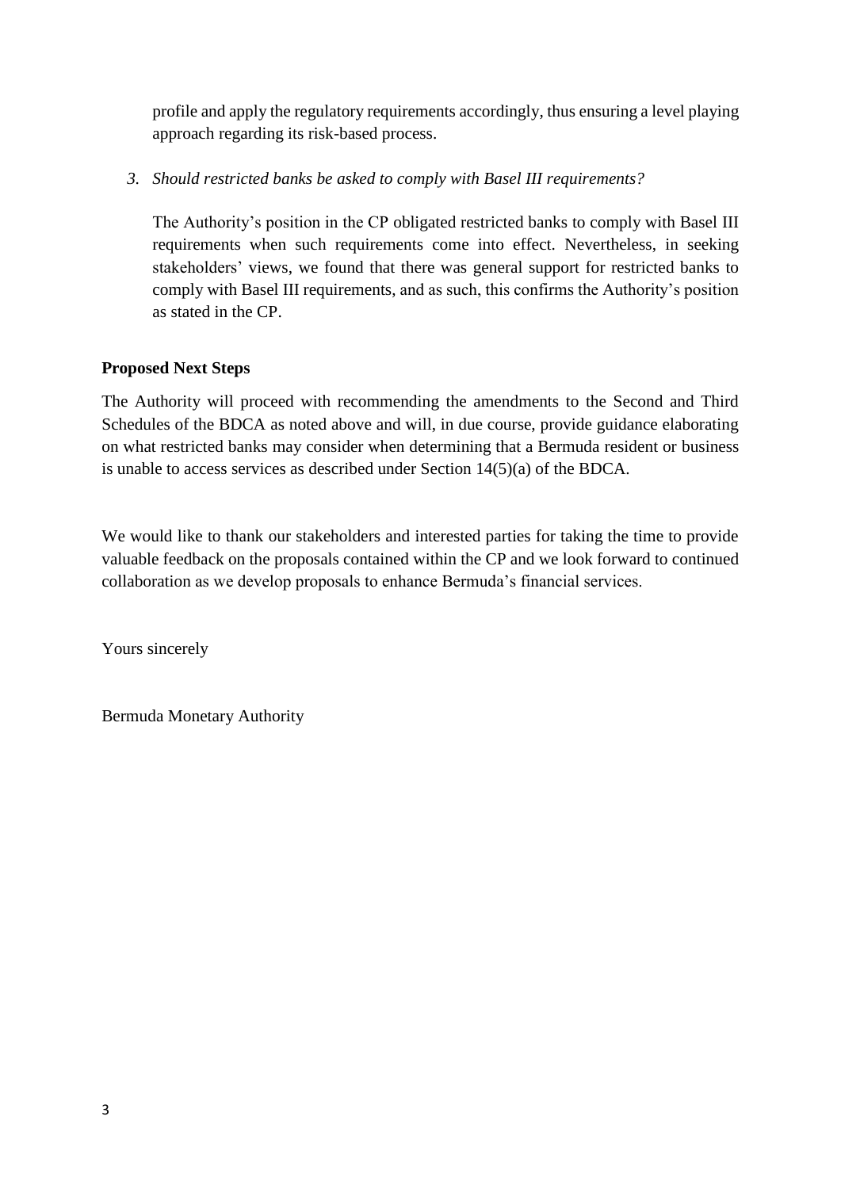profile and apply the regulatory requirements accordingly, thus ensuring a level playing approach regarding its risk-based process.

3. *Should restricted banks be asked to comply with Basel III requirements?*

   The Authority's position in the CP obligated restricted banks to comply with Basel III requirements when such requirements come into effect. Nevertheless, in seeking stakeholders' views, we found that there was general support for restricted banks to comply with Basel III requirements, and as such, this confirms the Authority's position as stated in the CP.

**Proposed Next Steps**

The Authority will proceed with recommending the amendments to the Second and Third Schedules of the BDCA as noted above and will, in due course, provide guidance elaborating on what restricted banks may consider when determining that a Bermuda resident or business is unable to access services as described under Section 14(5)(a) of the BDCA.

We would like to thank our stakeholders and interested parties for taking the time to provide valuable feedback on the proposals contained within the CP and we look forward to continued collaboration as we develop proposals to enhance Bermuda's financial services.

Yours sincerely

Bermuda Monetary Authority